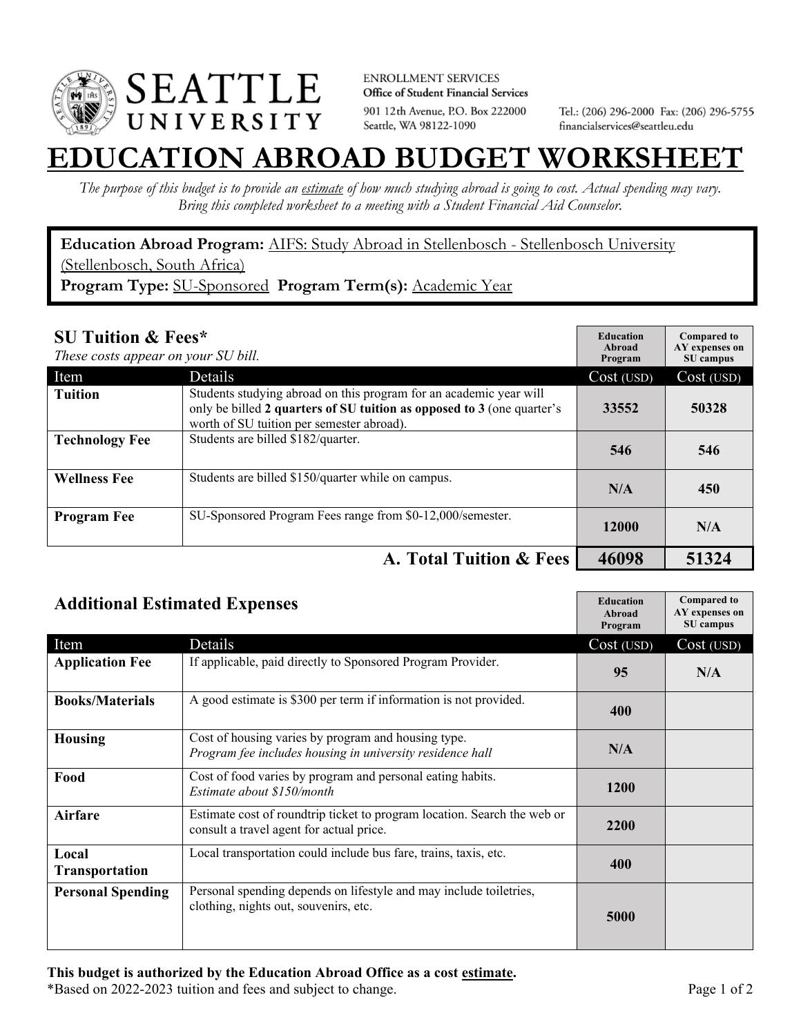SEATTLE UNIVERSITY

ENROLLMENT SERVICES
**Office of Student Financial Services**
901 12th Avenue, P.O. Box 222000
Seattle, WA 98122-1090

Tel.: (206) 296-2000 Fax: (206) 296-5755
financialservices@seattleu.edu

# EDUCATION ABROAD BUDGET WORKSHEET

*The purpose of this budget is to provide an estimate of how much studying abroad is going to cost. Actual spending may vary. Bring this completed worksheet to a meeting with a Student Financial Aid Counselor.*

**Education Abroad Program:** AIFS: Study Abroad in Stellenbosch - Stellenbosch University (Stellenbosch, South Africa)
**Program Type:** SU-Sponsored **Program Term(s):** Academic Year

## SU Tuition & Fees*

*These costs appear on your SU bill.*

| Item | Details | Education Abroad Program Cost (USD) | Compared to AY expenses on SU campus Cost (USD) |
|---|---|---|---|
| **Tuition** | Students studying abroad on this program for an academic year will only be billed **2 quarters of SU tuition as opposed to 3** (one quarter's worth of SU tuition per semester abroad). | 33552 | 50328 |
| **Technology Fee** | Students are billed $182/quarter. | 546 | 546 |
| **Wellness Fee** | Students are billed $150/quarter while on campus. | N/A | 450 |
| **Program Fee** | SU-Sponsored Program Fees range from $0-12,000/semester. | 12000 | N/A |
| | **A. Total Tuition & Fees** | **46098** | **51324** |

## Additional Estimated Expenses

| Item | Details | Education Abroad Program Cost (USD) | Compared to AY expenses on SU campus Cost (USD) |
|---|---|---|---|
| **Application Fee** | If applicable, paid directly to Sponsored Program Provider. | 95 | N/A |
| **Books/Materials** | A good estimate is $300 per term if information is not provided. | 400 | |
| **Housing** | Cost of housing varies by program and housing type. *Program fee includes housing in university residence hall* | N/A | |
| **Food** | Cost of food varies by program and personal eating habits. *Estimate about $150/month* | 1200 | |
| **Airfare** | Estimate cost of roundtrip ticket to program location. Search the web or consult a travel agent for actual price. | 2200 | |
| **Local Transportation** | Local transportation could include bus fare, trains, taxis, etc. | 400 | |
| **Personal Spending** | Personal spending depends on lifestyle and may include toiletries, clothing, nights out, souvenirs, etc. | 5000 | |

**This budget is authorized by the Education Abroad Office as a cost estimate.**
*Based on 2022-2023 tuition and fees and subject to change.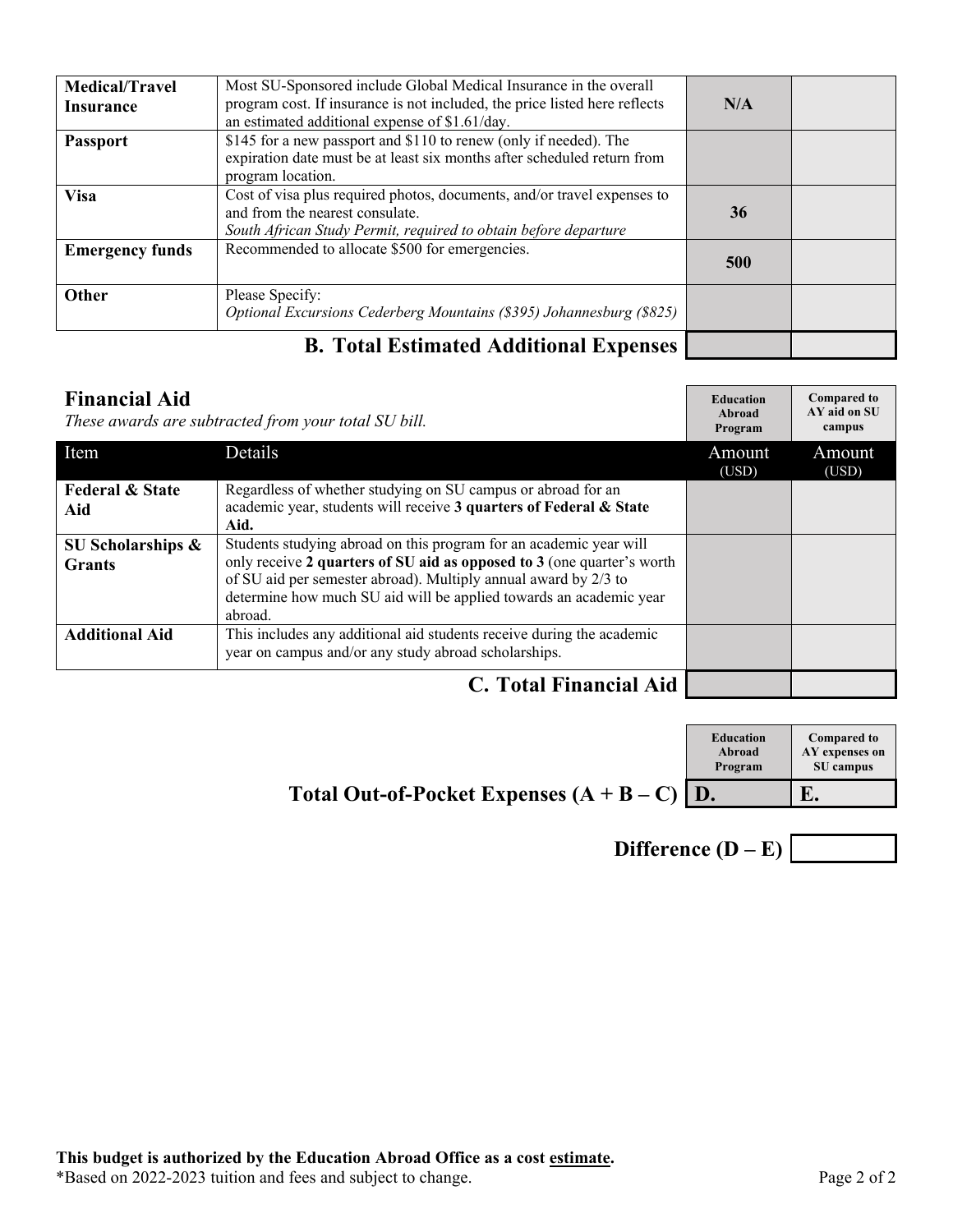| | | | |
|---|---|---|---|
| **Medical/Travel Insurance** | Most SU-Sponsored include Global Medical Insurance in the overall program cost. If insurance is not included, the price listed here reflects an estimated additional expense of $1.61/day. | **N/A** | |
| **Passport** | $145 for a new passport and $110 to renew (only if needed). The expiration date must be at least six months after scheduled return from program location. | | |
| **Visa** | Cost of visa plus required photos, documents, and/or travel expenses to and from the nearest consulate. *South African Study Permit, required to obtain before departure* | **36** | |
| **Emergency funds** | Recommended to allocate $500 for emergencies. | **500** | |
| **Other** | Please Specify: *Optional Excursions Cederberg Mountains ($395) Johannesburg ($825)* | | |
| | **B. Total Estimated Additional Expenses** | | |

## Financial Aid

*These awards are subtracted from your total SU bill.*

| | | **Education Abroad Program** | **Compared to AY aid on SU campus** |
|---|---|---|---|
| **Item** | **Details** | **Amount (USD)** | **Amount (USD)** |
| **Federal & State Aid** | Regardless of whether studying on SU campus or abroad for an academic year, students will receive **3 quarters of Federal & State Aid.** | | |
| **SU Scholarships & Grants** | Students studying abroad on this program for an academic year will only receive **2 quarters of SU aid as opposed to 3** (one quarter's worth of SU aid per semester abroad). Multiply annual award by 2/3 to determine how much SU aid will be applied towards an academic year abroad. | | |
| **Additional Aid** | This includes any additional aid students receive during the academic year on campus and/or any study abroad scholarships. | | |
| | **C. Total Financial Aid** | | |

| | **Education Abroad Program** | **Compared to AY expenses on SU campus** |
|---|---|---|
| **Total Out-of-Pocket Expenses (A + B – C)** | **D.** | **E.** |

**Difference (D – E)**

**This budget is authorized by the Education Abroad Office as a cost estimate.**

*Based on 2022-2023 tuition and fees and subject to change.